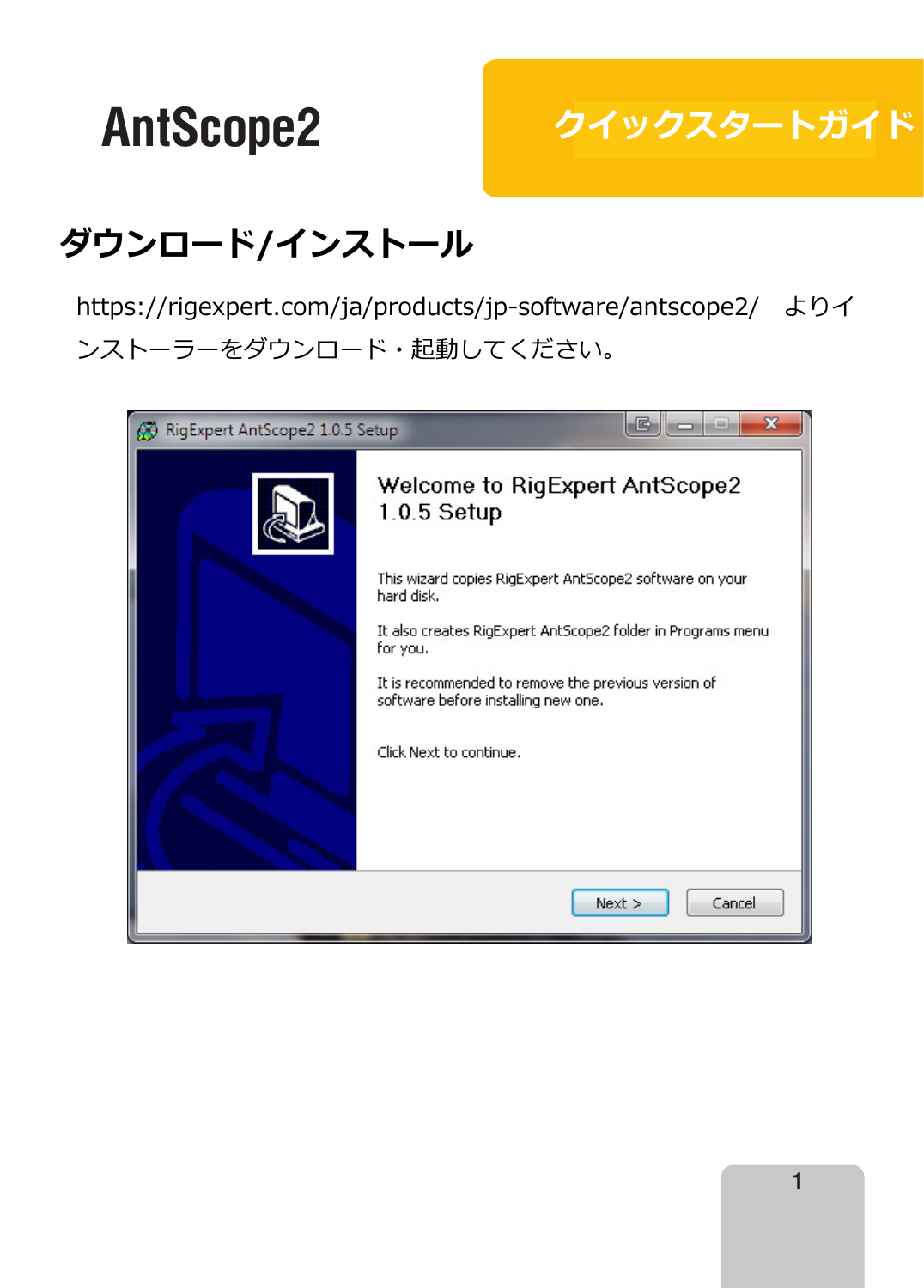# AntScope2

## クイックスタートガイド

## ダウンロード/インストール

https://rigexpert.com/ja/products/jp-software/antscope2/　よりインストーラーをダウンロード・起動してください。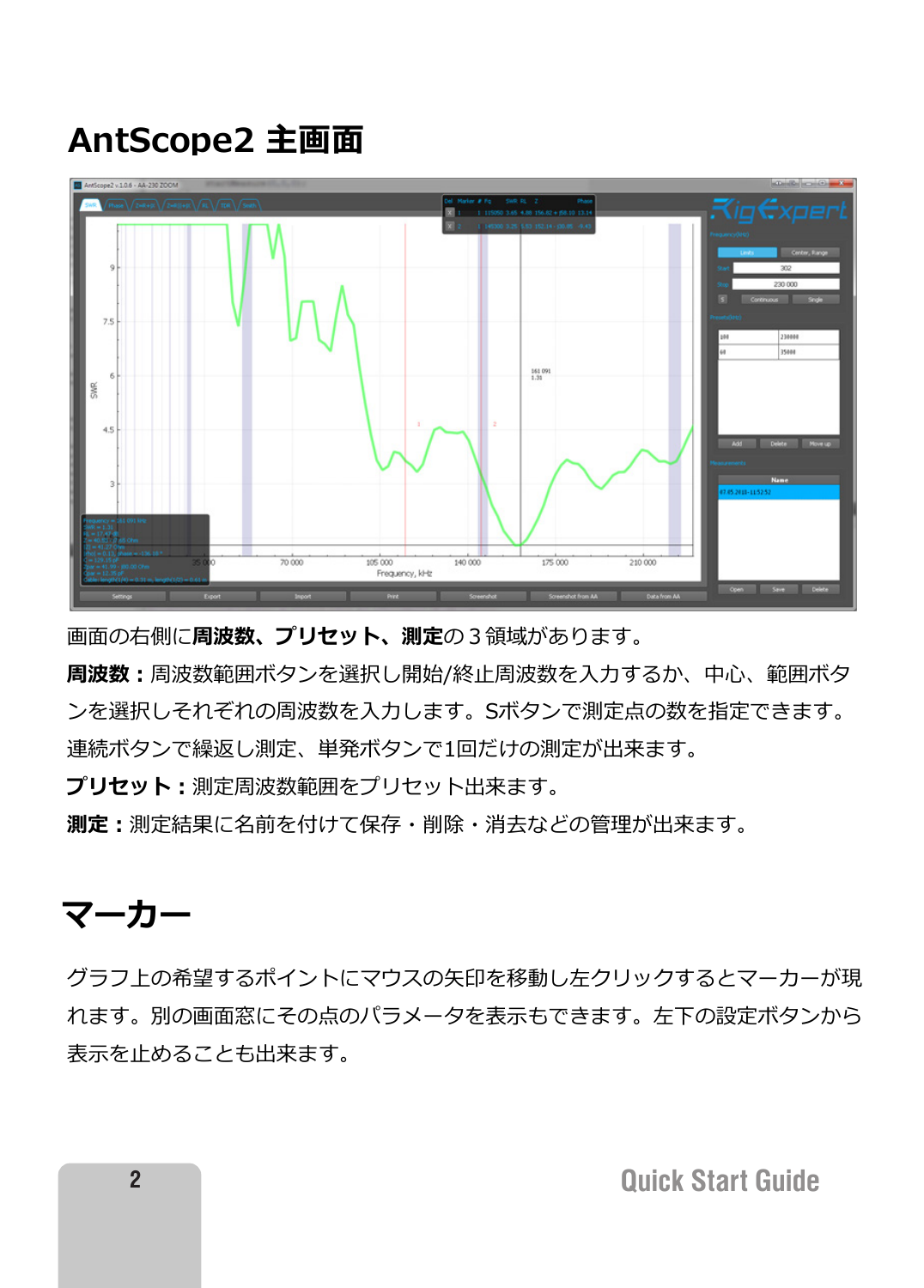# AntScope2 主画面

画面の右側に**周波数、プリセット、測定**の３領域があります。

**周波数：**周波数範囲ボタンを選択し開始/終止周波数を入力するか、中心、範囲ボタンを選択しそれぞれの周波数を入力します。Sボタンで測定点の数を指定できます。連続ボタンで繰返し測定、単発ボタンで1回だけの測定が出来ます。

**プリセット：**測定周波数範囲をプリセット出来ます。

**測定：**測定結果に名前を付けて保存・削除・消去などの管理が出来ます。

# マーカー

グラフ上の希望するポイントにマウスの矢印を移動し左クリックするとマーカーが現れます。別の画面窓にその点のパラメータを表示もできます。左下の設定ボタンから表示を止めることも出来ます。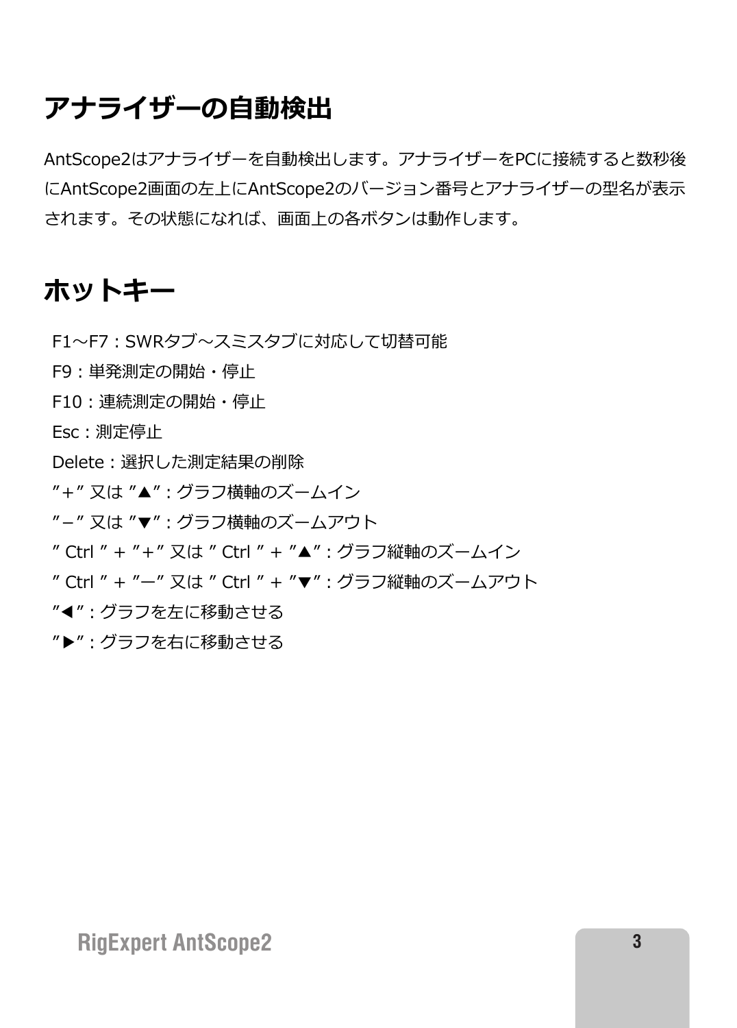## アナライザーの自動検出

AntScope2はアナライザーを自動検出します。アナライザーをPCに接続すると数秒後にAntScope2画面の左上にAntScope2のバージョン番号とアナライザーの型名が表示されます。その状態になれば、画面上の各ボタンは動作します。

## ホットキー

F1～F7：SWRタブ～スミスタブに対応して切替可能
F9：単発測定の開始・停止
F10：連続測定の開始・停止
Esc：測定停止
Delete：選択した測定結果の削除
″+″ 又は ″▲″：グラフ横軸のズームイン
″−″ 又は ″▼″：グラフ横軸のズームアウト
″ Ctrl ″ + ″+″ 又は ″ Ctrl ″ + ″▲″：グラフ縦軸のズームイン
″ Ctrl ″ + ″ー″ 又は ″ Ctrl ″ + ″▼″：グラフ縦軸のズームアウト
″◀″：グラフを左に移動させる
″▶″：グラフを右に移動させる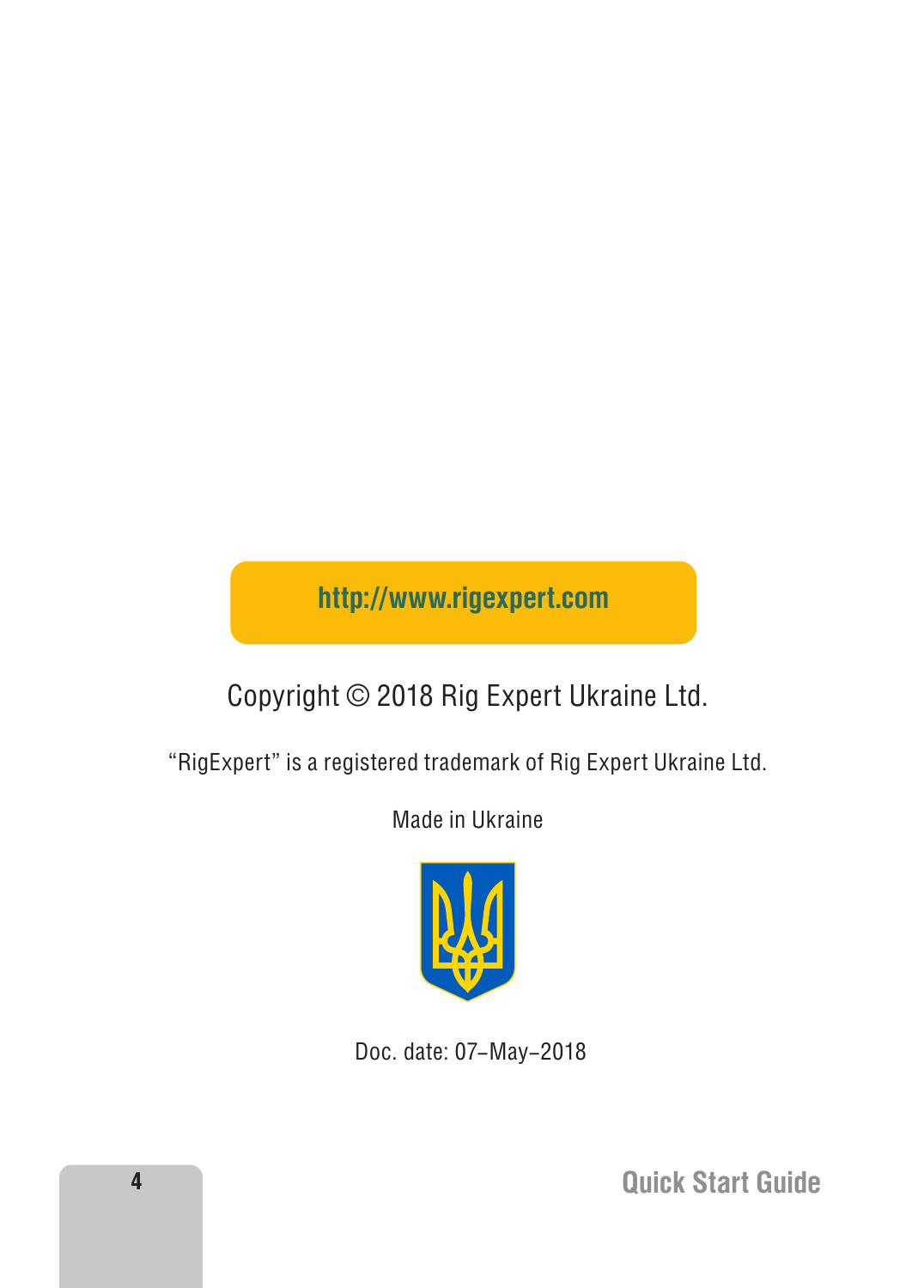http://www.rigexpert.com

Copyright © 2018 Rig Expert Ukraine Ltd.

"RigExpert" is a registered trademark of Rig Expert Ukraine Ltd.

Made in Ukraine

Doc. date: 07–May–2018